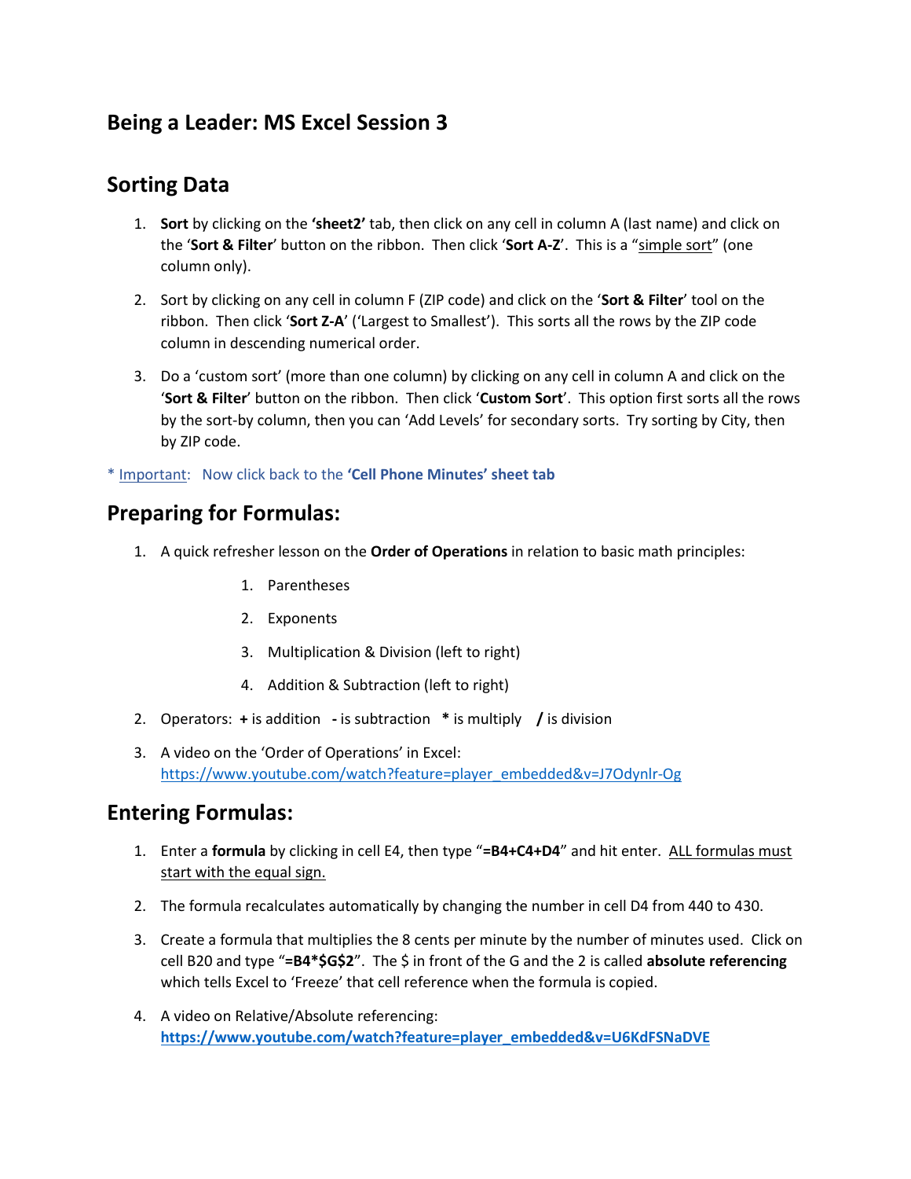# Being a Leader: MS Excel Session 3

## Sorting Data

1. **Sort** by clicking on the **'sheet2'** tab, then click on any cell in column A (last name) and click on the '**Sort & Filter**' button on the ribbon. Then click '**Sort A-Z**'. This is a "simple sort" (one column only).

2. Sort by clicking on any cell in column F (ZIP code) and click on the '**Sort & Filter**' tool on the ribbon. Then click '**Sort Z-A**' ('Largest to Smallest'). This sorts all the rows by the ZIP code column in descending numerical order.

3. Do a 'custom sort' (more than one column) by clicking on any cell in column A and click on the '**Sort & Filter**' button on the ribbon. Then click '**Custom Sort**'. This option first sorts all the rows by the sort-by column, then you can 'Add Levels' for secondary sorts. Try sorting by City, then by ZIP code.

* Important: Now click back to the **'Cell Phone Minutes' sheet tab**

## Preparing for Formulas:

1. A quick refresher lesson on the **Order of Operations** in relation to basic math principles:
   1. Parentheses
   2. Exponents
   3. Multiplication & Division (left to right)
   4. Addition & Subtraction (left to right)

2. Operators: **+** is addition **-** is subtraction **\*** is multiply **/** is division

3. A video on the 'Order of Operations' in Excel: https://www.youtube.com/watch?feature=player_embedded&v=J7Odynlr-Og

## Entering Formulas:

1. Enter a **formula** by clicking in cell E4, then type "**=B4+C4+D4**" and hit enter. ALL formulas must start with the equal sign.

2. The formula recalculates automatically by changing the number in cell D4 from 440 to 430.

3. Create a formula that multiplies the 8 cents per minute by the number of minutes used. Click on cell B20 and type "**=B4*$G$2**". The $ in front of the G and the 2 is called **absolute referencing** which tells Excel to 'Freeze' that cell reference when the formula is copied.

4. A video on Relative/Absolute referencing: **https://www.youtube.com/watch?feature=player_embedded&v=U6KdFSNaDVE**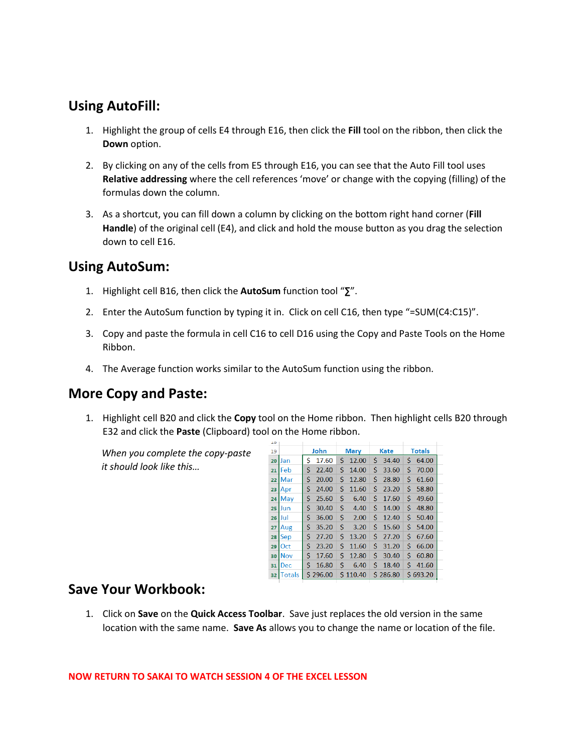## Using AutoFill:

1. Highlight the group of cells E4 through E16, then click the **Fill** tool on the ribbon, then click the **Down** option.

2. By clicking on any of the cells from E5 through E16, you can see that the Auto Fill tool uses **Relative addressing** where the cell references 'move' or change with the copying (filling) of the formulas down the column.

3. As a shortcut, you can fill down a column by clicking on the bottom right hand corner (**Fill Handle**) of the original cell (E4), and click and hold the mouse button as you drag the selection down to cell E16.

## Using AutoSum:

1. Highlight cell B16, then click the **AutoSum** function tool "**∑**".

2. Enter the AutoSum function by typing it in. Click on cell C16, then type "=SUM(C4:C15)".

3. Copy and paste the formula in cell C16 to cell D16 using the Copy and Paste Tools on the Home Ribbon.

4. The Average function works similar to the AutoSum function using the ribbon.

## More Copy and Paste:

1. Highlight cell B20 and click the **Copy** tool on the Home ribbon. Then highlight cells B20 through E32 and click the **Paste** (Clipboard) tool on the Home ribbon.

*When you complete the copy-paste it should look like this…*

| 19 | | John | Mary | Kate | Totals |
|---|---|---|---|---|---|
| 20 | Jan | $ 17.60 | $ 12.00 | $ 34.40 | $ 64.00 |
| 21 | Feb | $ 22.40 | $ 14.00 | $ 33.60 | $ 70.00 |
| 22 | Mar | $ 20.00 | $ 12.80 | $ 28.80 | $ 61.60 |
| 23 | Apr | $ 24.00 | $ 11.60 | $ 23.20 | $ 58.80 |
| 24 | May | $ 25.60 | $ 6.40 | $ 17.60 | $ 49.60 |
| 25 | Jun | $ 30.40 | $ 4.40 | $ 14.00 | $ 48.80 |
| 26 | Jul | $ 36.00 | $ 2.00 | $ 12.40 | $ 50.40 |
| 27 | Aug | $ 35.20 | $ 3.20 | $ 15.60 | $ 54.00 |
| 28 | Sep | $ 27.20 | $ 13.20 | $ 27.20 | $ 67.60 |
| 29 | Oct | $ 23.20 | $ 11.60 | $ 31.20 | $ 66.00 |
| 30 | Nov | $ 17.60 | $ 12.80 | $ 30.40 | $ 60.80 |
| 31 | Dec | $ 16.80 | $ 6.40 | $ 18.40 | $ 41.60 |
| 32 | Totals | $ 296.00 | $ 110.40 | $ 286.80 | $ 693.20 |

## Save Your Workbook:

1. Click on **Save** on the **Quick Access Toolbar**. Save just replaces the old version in the same location with the same name. **Save As** allows you to change the name or location of the file.

**NOW RETURN TO SAKAI TO WATCH SESSION 4 OF THE EXCEL LESSON**